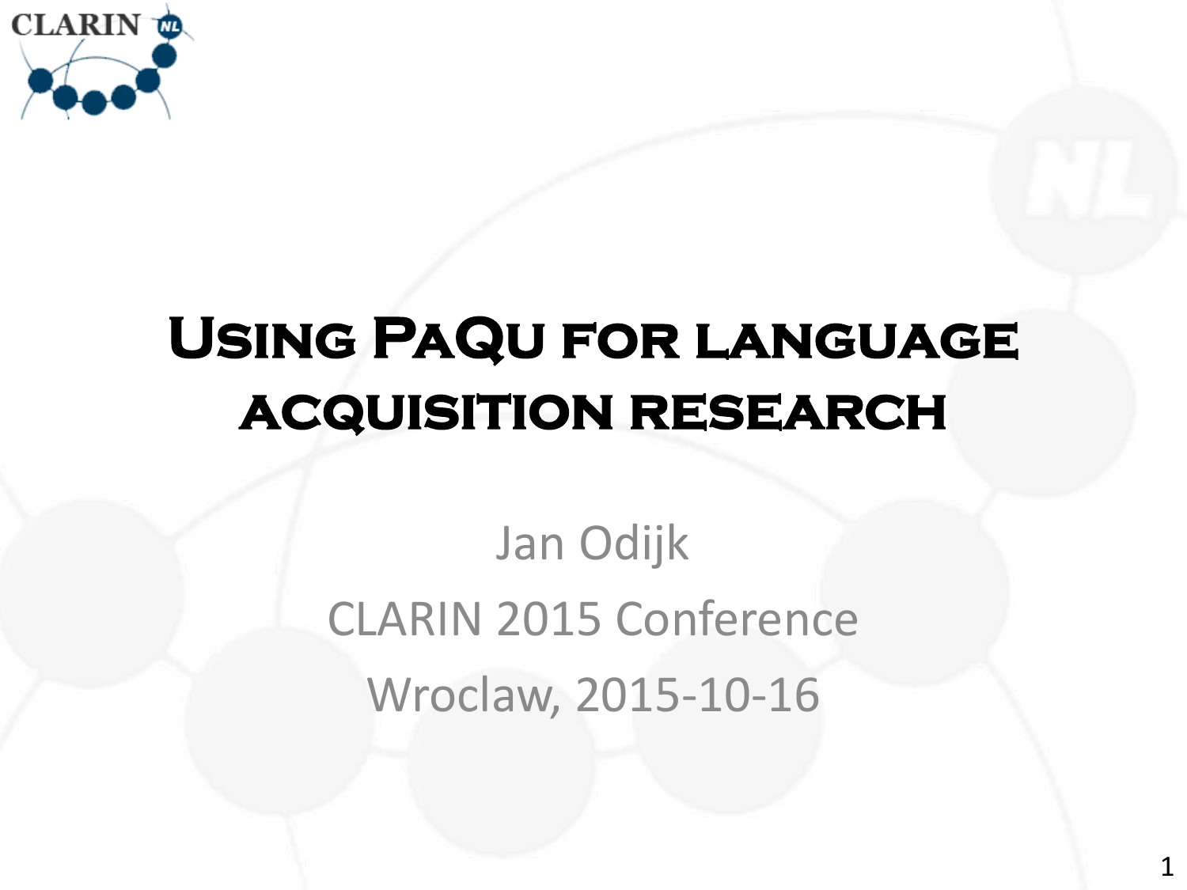# Using PaQu for language acquisition research

Jan Odijk

CLARIN 2015 Conference

Wroclaw, 2015-10-16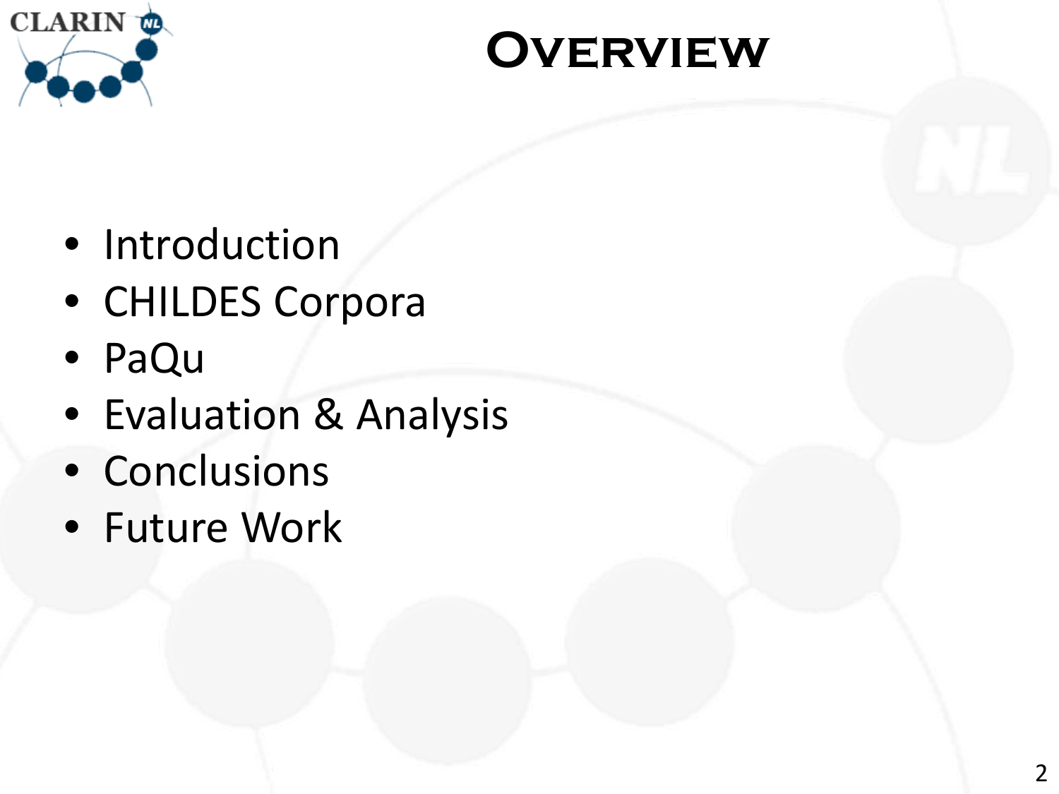# Overview

- Introduction
- CHILDES Corpora
- PaQu
- Evaluation & Analysis
- Conclusions
- Future Work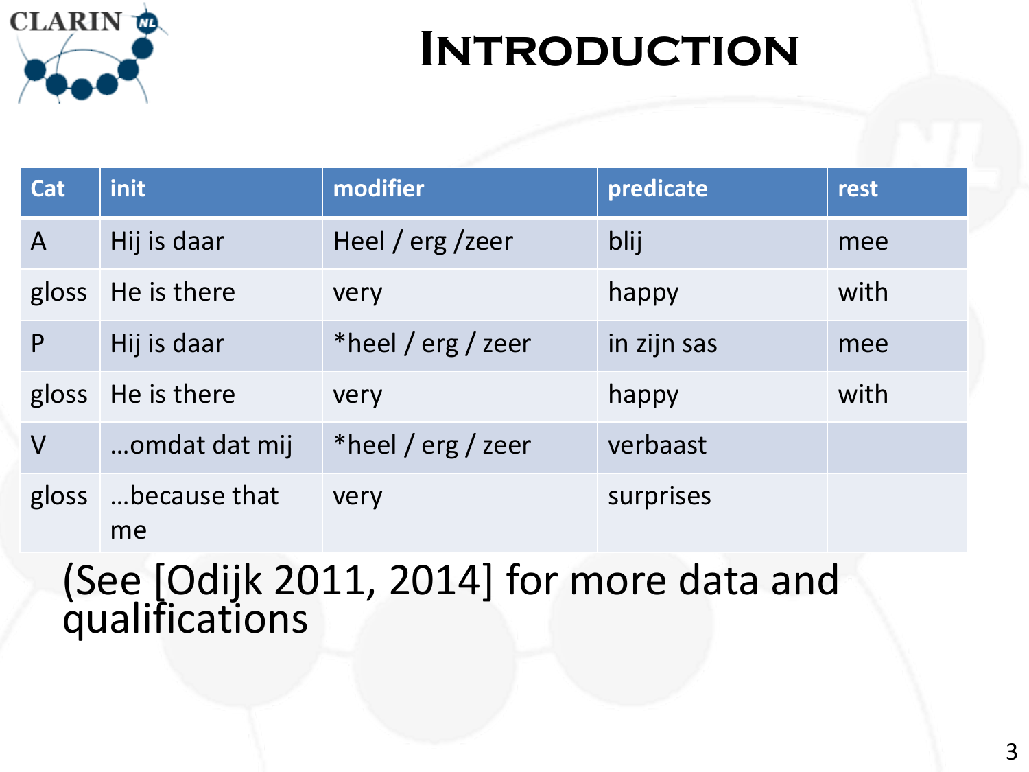# Introduction

| Cat | init | modifier | predicate | rest |
|---|---|---|---|---|
| A | Hij is daar | Heel / erg /zeer | blij | mee |
| gloss | He is there | very | happy | with |
| P | Hij is daar | *heel / erg / zeer | in zijn sas | mee |
| gloss | He is there | very | happy | with |
| V | …omdat dat mij | *heel / erg / zeer | verbaast | |
| gloss | …because that me | very | surprises | |

(See [Odijk 2011, 2014] for more data and qualifications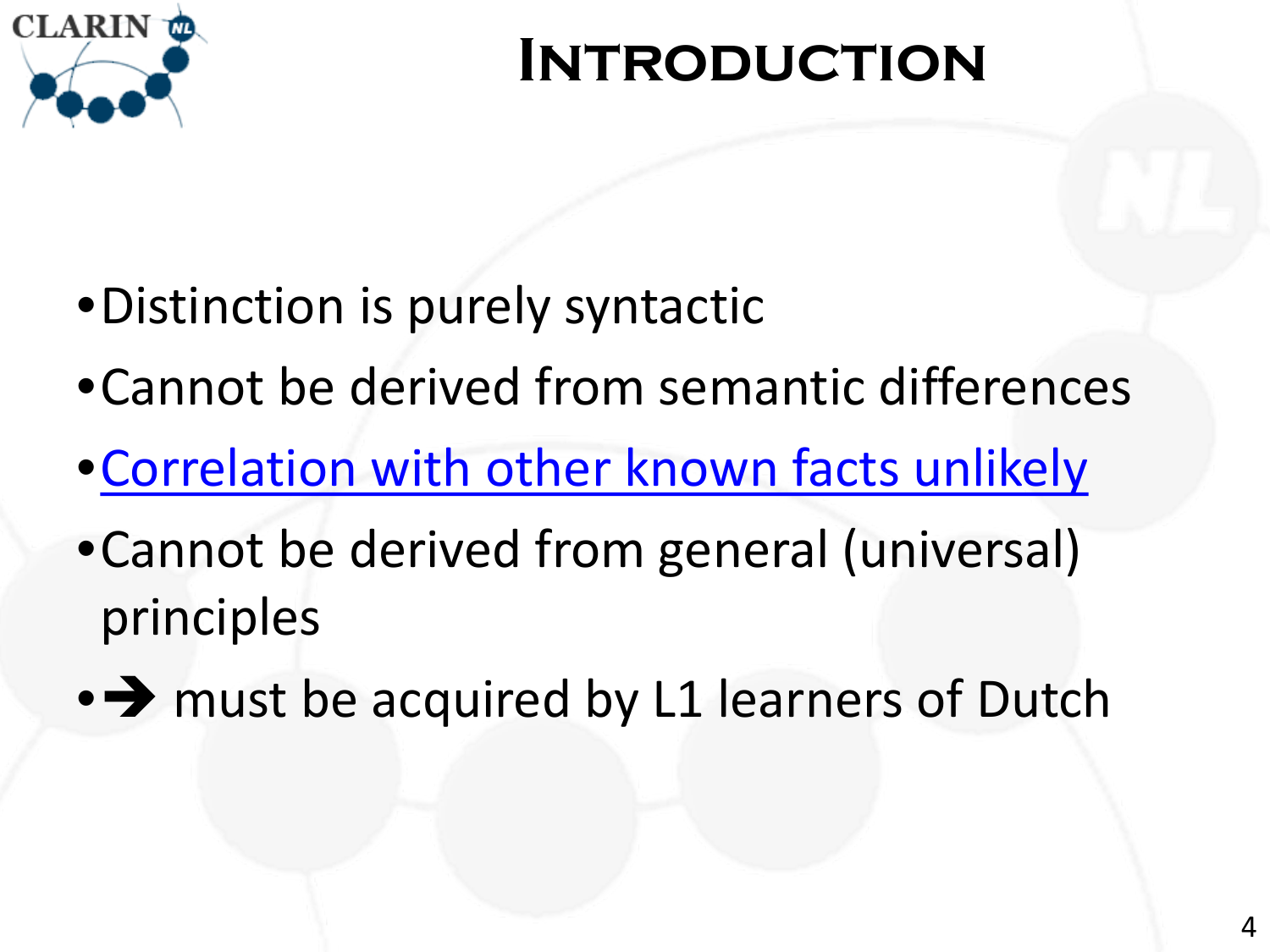# Introduction

- Distinction is purely syntactic
- Cannot be derived from semantic differences
- Correlation with other known facts unlikely
- Cannot be derived from general (universal) principles
- ➔ must be acquired by L1 learners of Dutch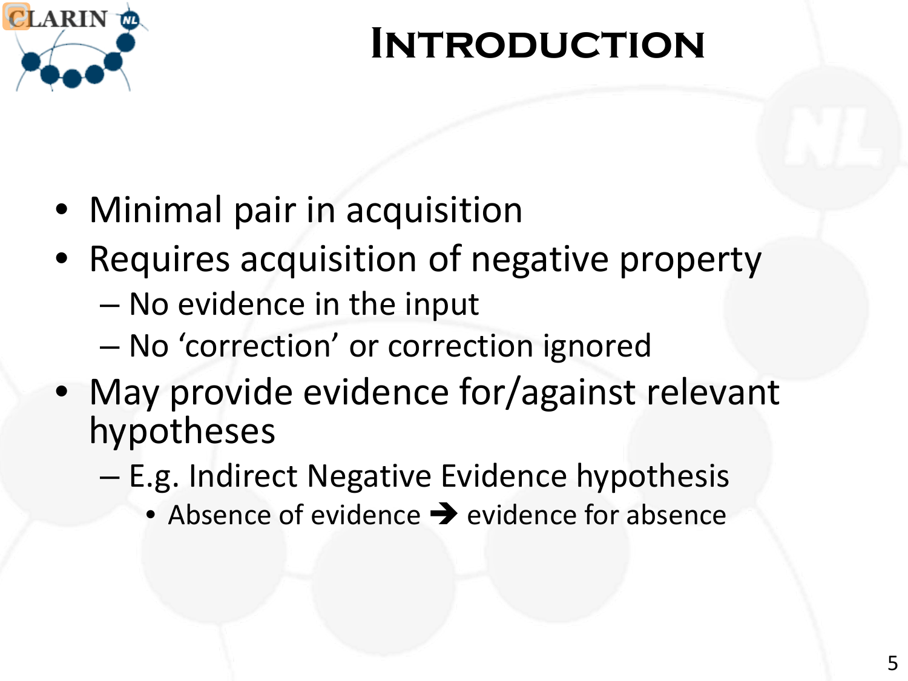# Introduction

- Minimal pair in acquisition
- Requires acquisition of negative property
  - No evidence in the input
  - No ‘correction’ or correction ignored
- May provide evidence for/against relevant hypotheses
  - E.g. Indirect Negative Evidence hypothesis
    - Absence of evidence ➔ evidence for absence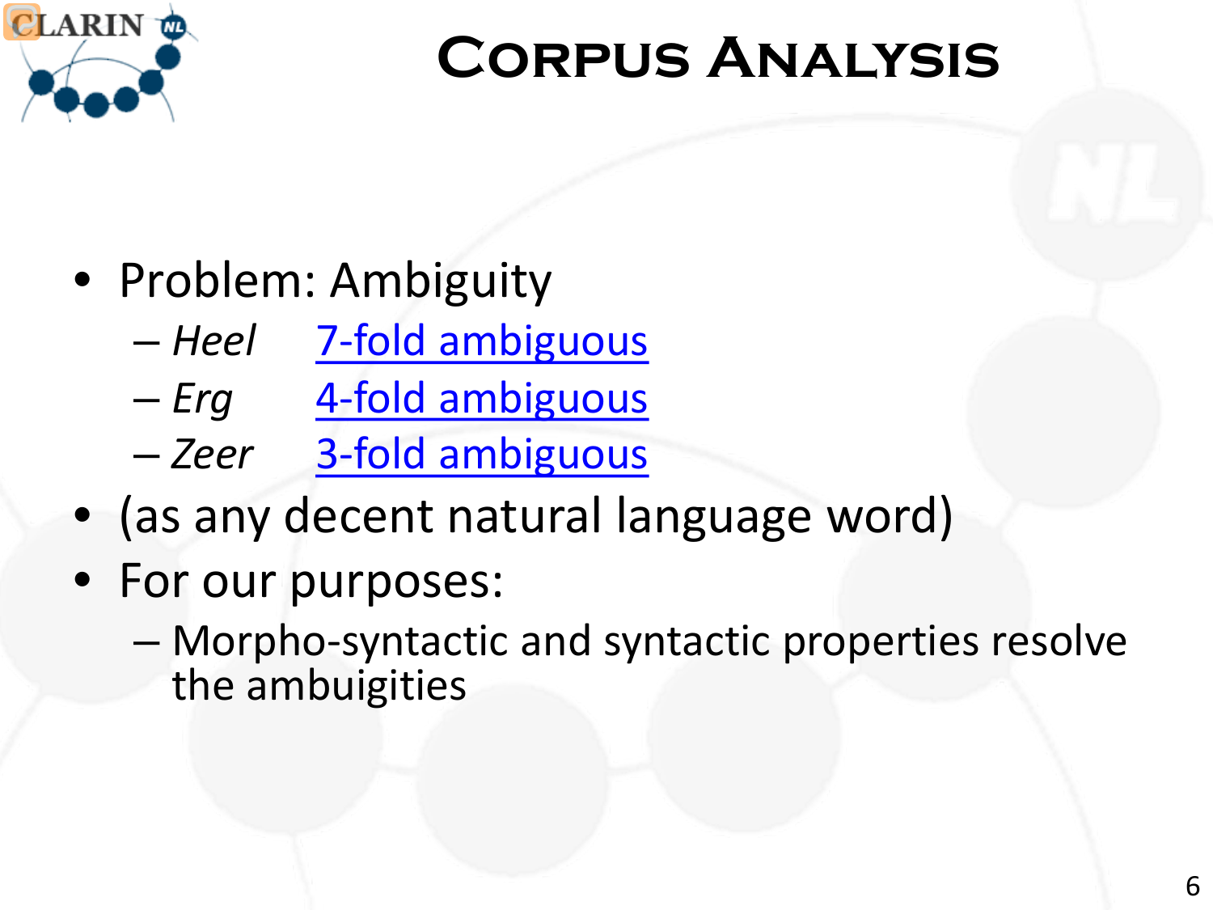# Corpus Analysis

- Problem: Ambiguity
  - *Heel* 7-fold ambiguous
  - *Erg* 4-fold ambiguous
  - *Zeer* 3-fold ambiguous
- (as any decent natural language word)
- For our purposes:
  - Morpho-syntactic and syntactic properties resolve the ambuigities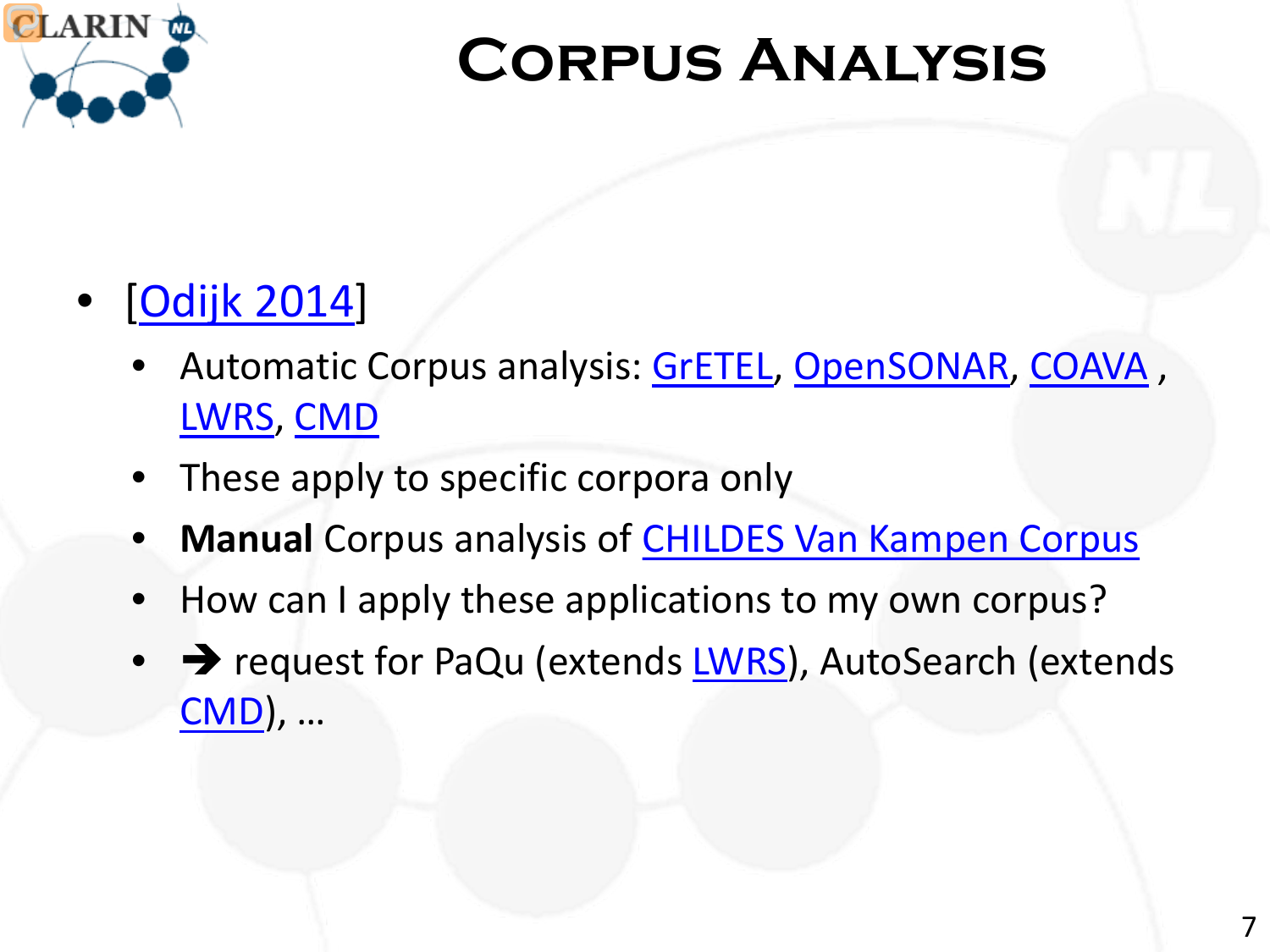# Corpus Analysis

- [Odijk 2014]
  - Automatic Corpus analysis: GrETEL, OpenSONAR, COAVA , LWRS, CMD
  - These apply to specific corpora only
  - **Manual** Corpus analysis of CHILDES Van Kampen Corpus
  - How can I apply these applications to my own corpus?
  - ➔ request for PaQu (extends LWRS), AutoSearch (extends CMD), …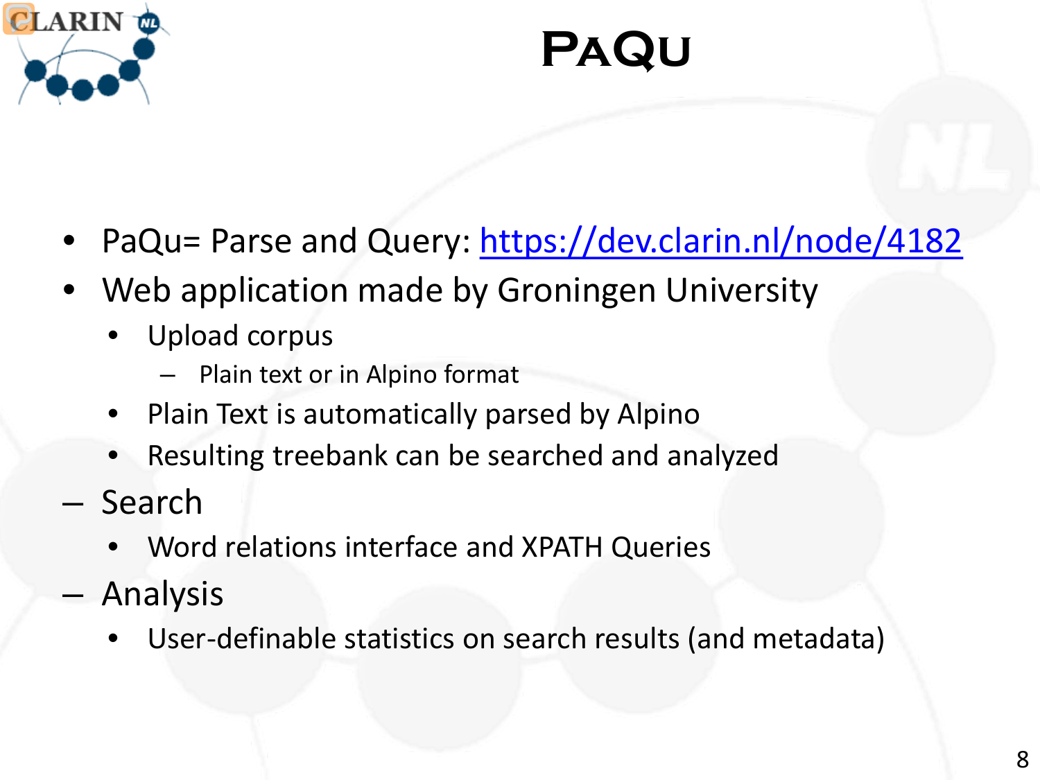# PaQu

- PaQu= Parse and Query: [https://dev.clarin.nl/node/4182](https://dev.clarin.nl/node/4182)
- Web application made by Groningen University
  - Upload corpus
    - Plain text or in Alpino format
  - Plain Text is automatically parsed by Alpino
  - Resulting treebank can be searched and analyzed
- Search
  - Word relations interface and XPATH Queries
- Analysis
  - User-definable statistics on search results (and metadata)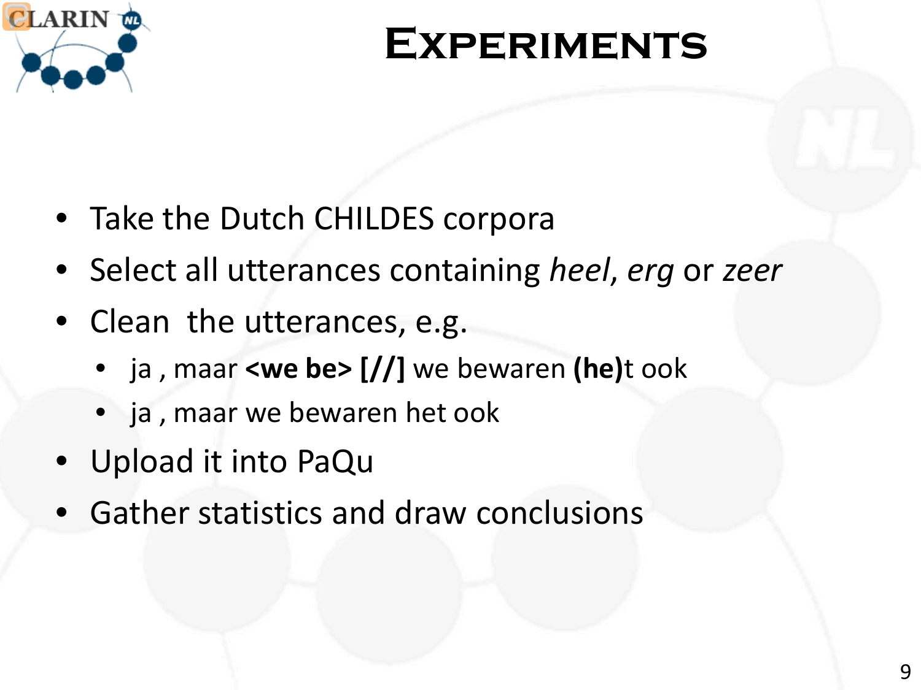# Experiments

- Take the Dutch CHILDES corpora
- Select all utterances containing *heel*, *erg* or *zeer*
- Clean the utterances, e.g.
  - ja , maar **<we be> [//]** we bewaren **(he)**t ook
  - ja , maar we bewaren het ook
- Upload it into PaQu
- Gather statistics and draw conclusions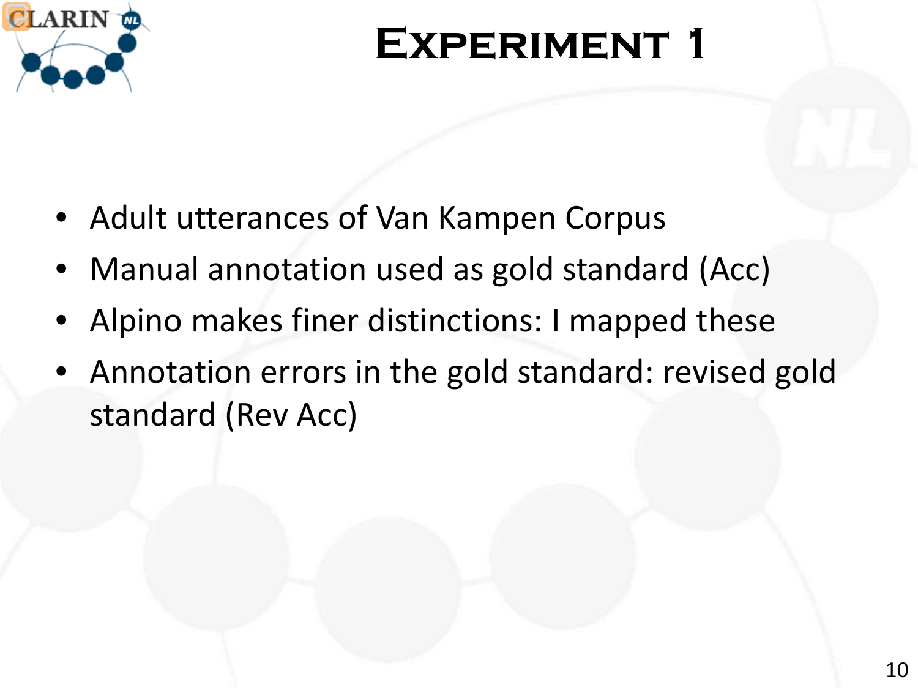# Experiment 1

- Adult utterances of Van Kampen Corpus
- Manual annotation used as gold standard (Acc)
- Alpino makes finer distinctions: I mapped these
- Annotation errors in the gold standard: revised gold standard (Rev Acc)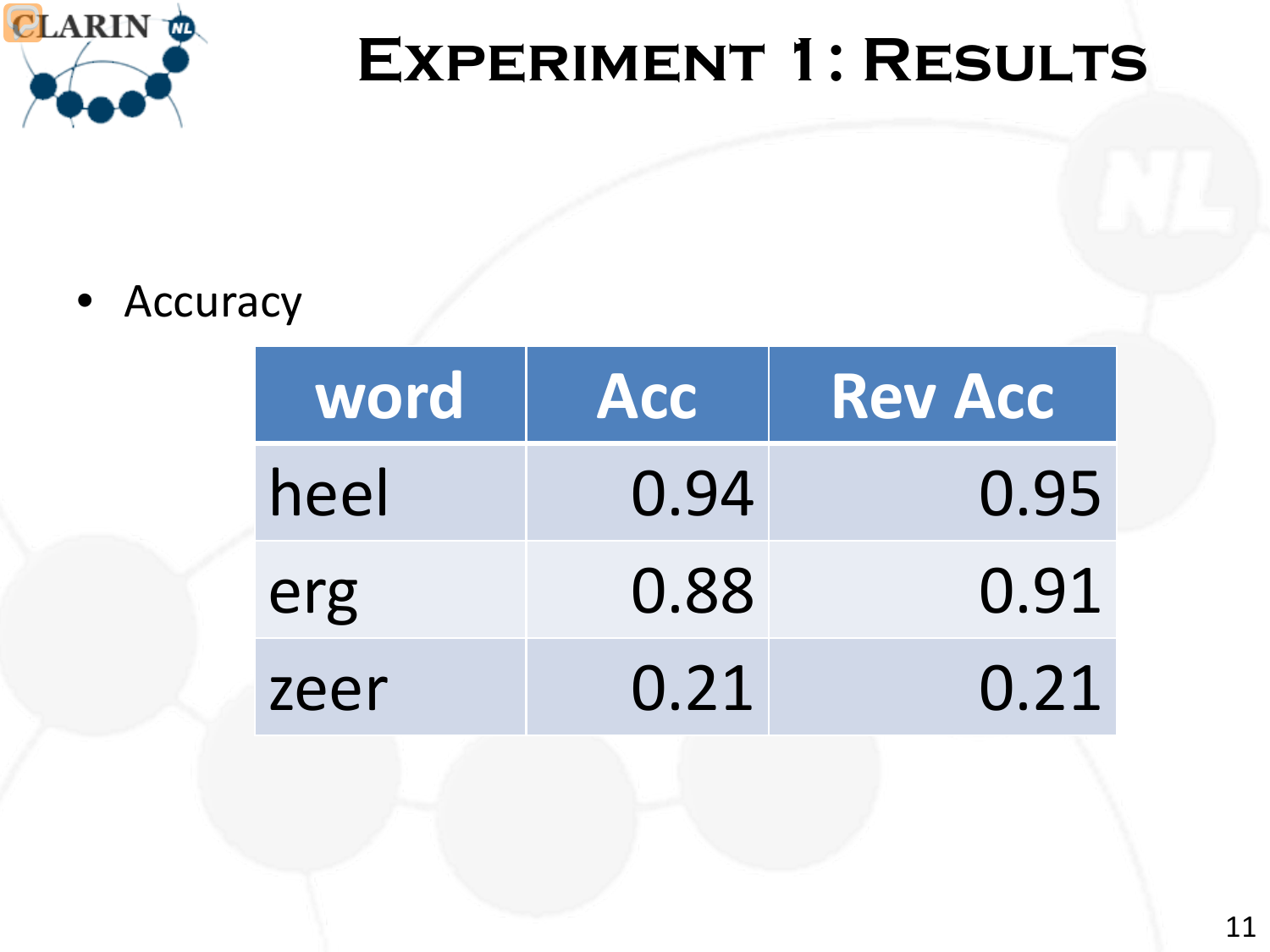# Experiment 1: Results

- Accuracy

| word | Acc | Rev Acc |
|---|---|---|
| heel | 0.94 | 0.95 |
| erg | 0.88 | 0.91 |
| zeer | 0.21 | 0.21 |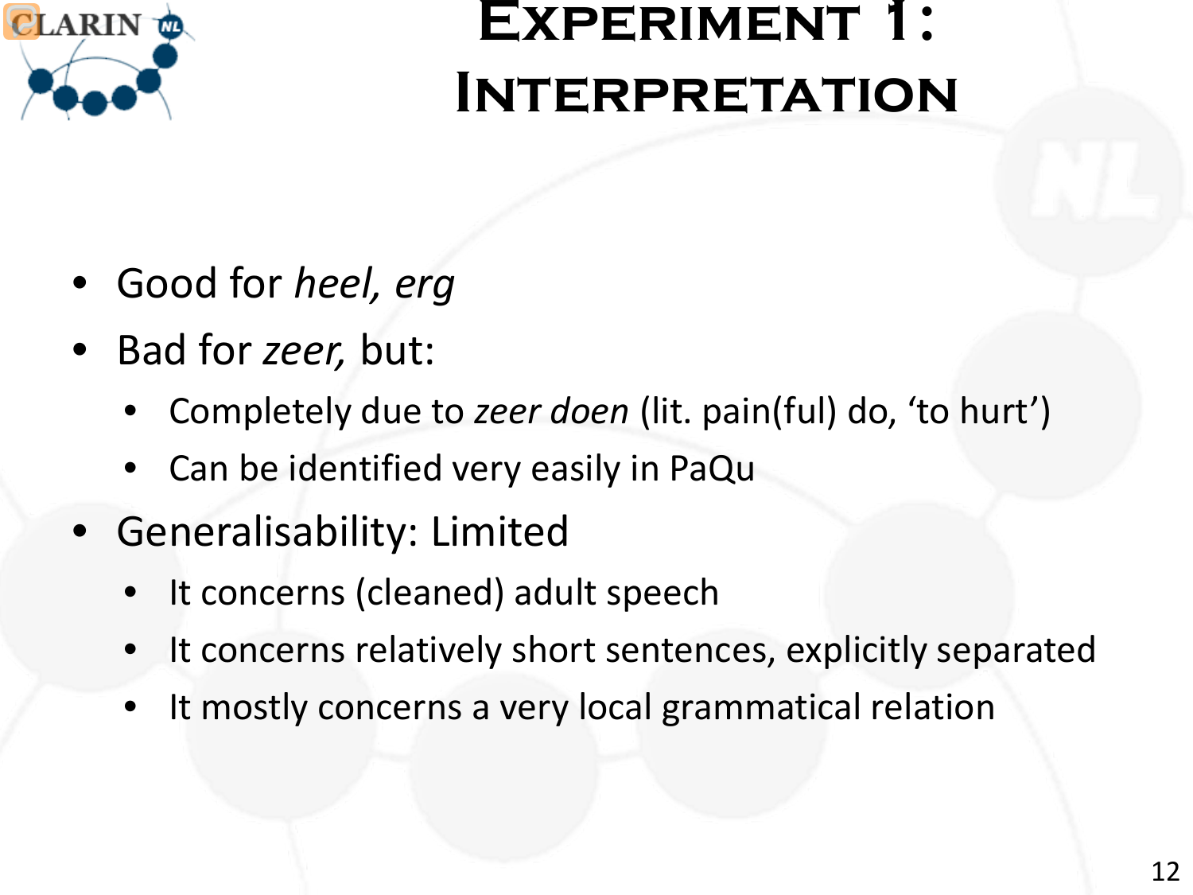# Experiment 1: Interpretation

- Good for *heel, erg*
- Bad for *zeer,* but:
  - Completely due to *zeer doen* (lit. pain(ful) do, 'to hurt')
  - Can be identified very easily in PaQu
- Generalisability: Limited
  - It concerns (cleaned) adult speech
  - It concerns relatively short sentences, explicitly separated
  - It mostly concerns a very local grammatical relation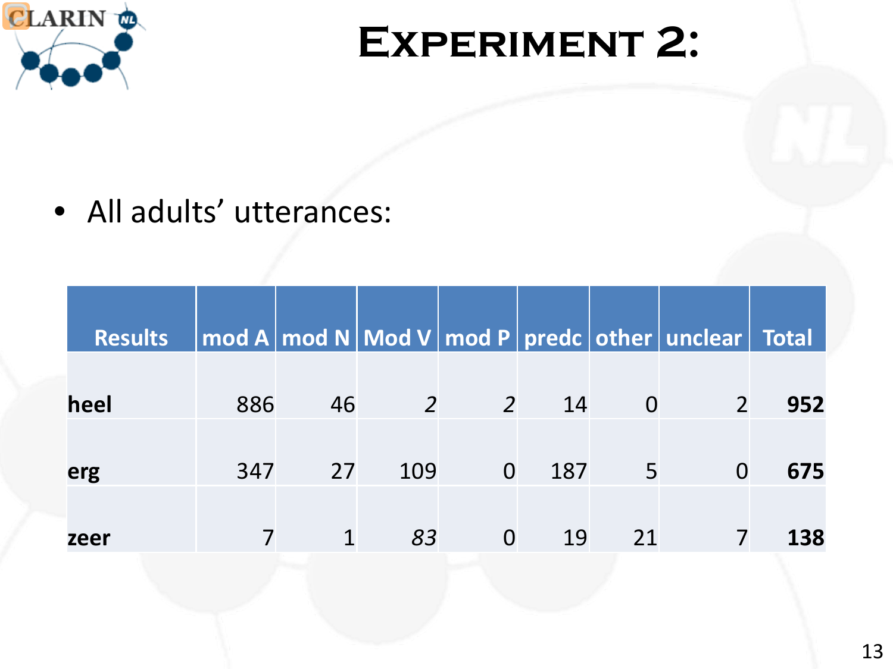# Experiment 2:

- All adults' utterances:

| Results | mod A | mod N | Mod V | mod P | predc | other | unclear | Total |
|---|---|---|---|---|---|---|---|---|
| **heel** | 886 | 46 | *2* | *2* | 14 | 0 | 2 | **952** |
| **erg** | 347 | 27 | 109 | 0 | 187 | 5 | 0 | **675** |
| **zeer** | 7 | 1 | *83* | 0 | 19 | 21 | 7 | **138** |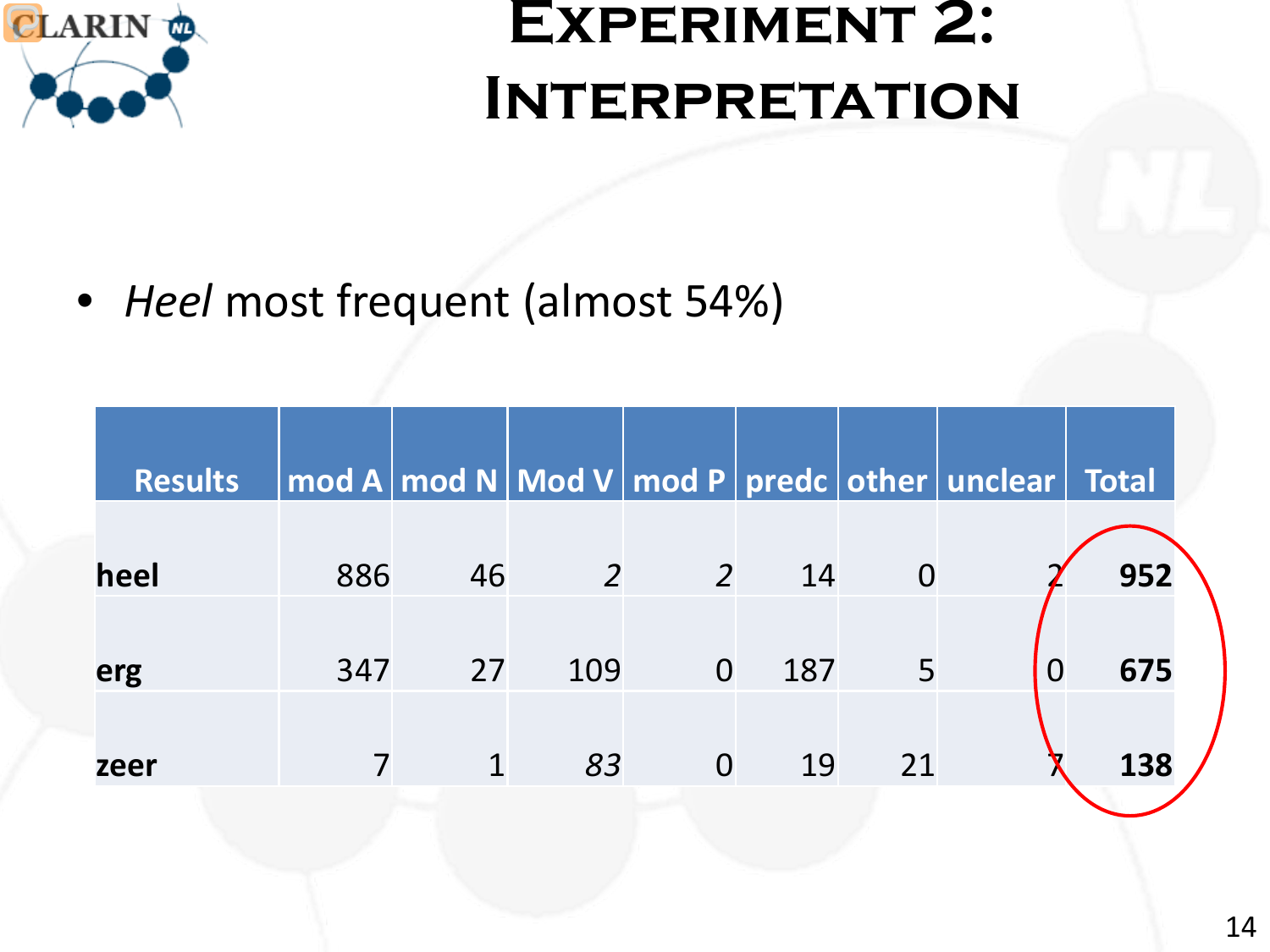# Experiment 2: Interpretation

- *Heel* most frequent (almost 54%)

| Results | mod A | mod N | Mod V | mod P | predc | other | unclear | Total |
|---|---|---|---|---|---|---|---|---|
| **heel** | 886 | 46 | *2* | *2* | 14 | 0 | 2 | **952** |
| **erg** | 347 | 27 | 109 | 0 | 187 | 5 | 0 | **675** |
| **zeer** | 7 | 1 | *83* | 0 | 19 | 21 | 7 | **138** |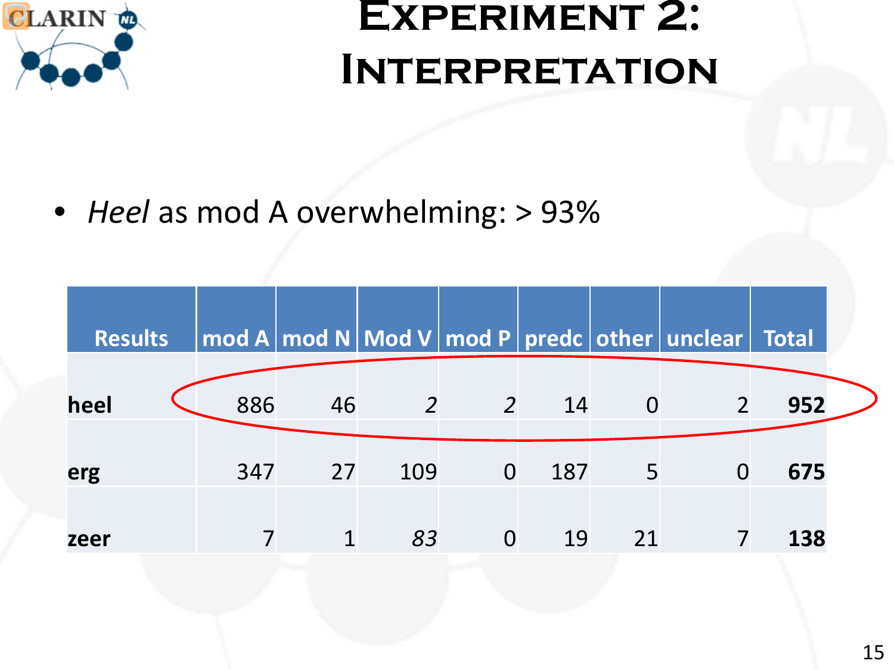# Experiment 2: Interpretation

- *Heel* as mod A overwhelming: > 93%

| Results | mod A | mod N | Mod V | mod P | predc | other | unclear | Total |
|---|---|---|---|---|---|---|---|---|
| **heel** | 886 | 46 | *2* | *2* | 14 | 0 | 2 | **952** |
| **erg** | 347 | 27 | 109 | 0 | 187 | 5 | 0 | **675** |
| **zeer** | 7 | 1 | *83* | 0 | 19 | 21 | 7 | **138** |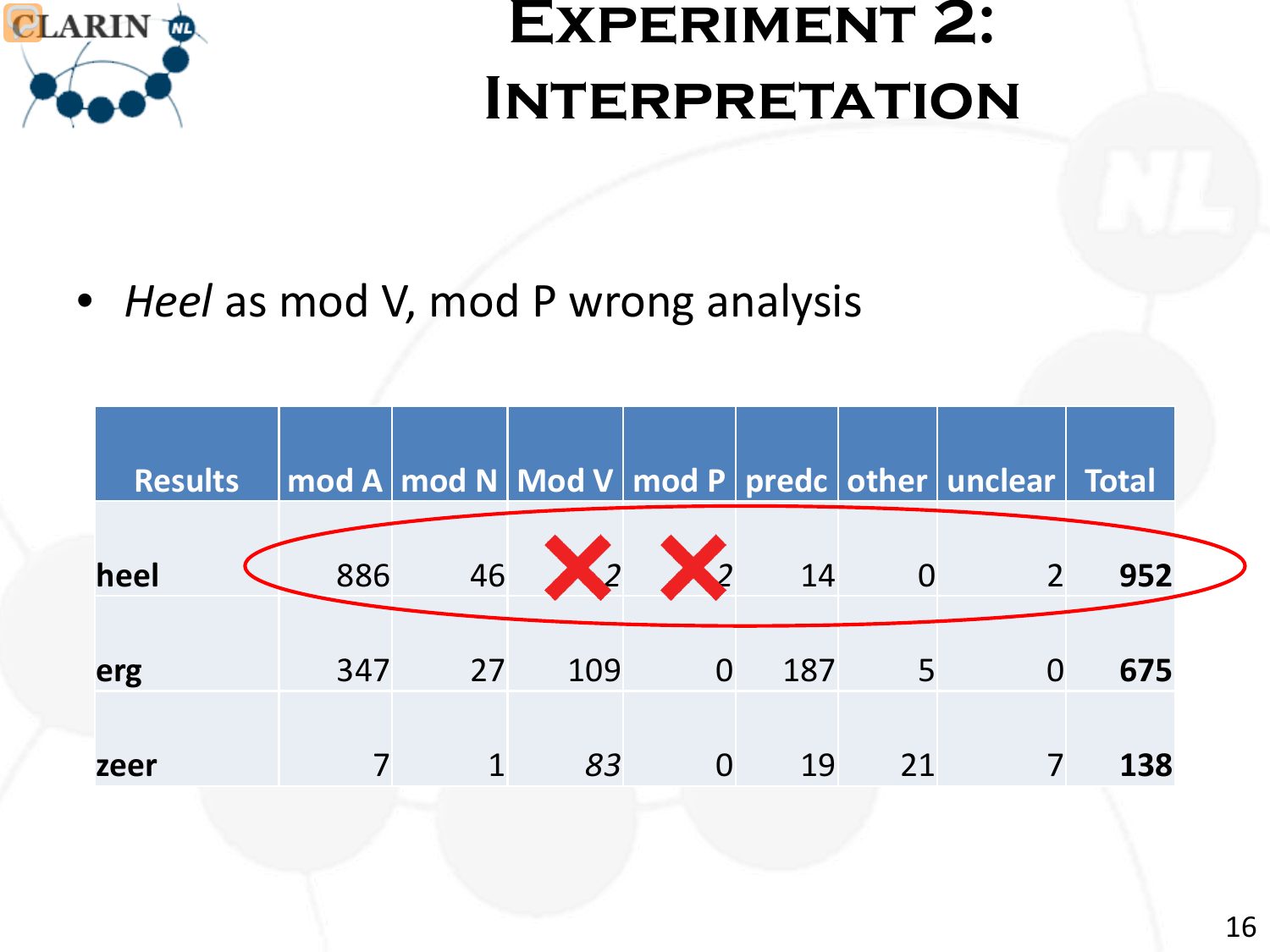# Experiment 2: Interpretation

- *Heel* as mod V, mod P wrong analysis

| Results | mod A | mod N | Mod V | mod P | predc | other | unclear | Total |
|---|---|---|---|---|---|---|---|---|
| **heel** | 886 | 46 | 2 | 2 | 14 | 0 | 2 | **952** |
| **erg** | 347 | 27 | 109 | 0 | 187 | 5 | 0 | **675** |
| **zeer** | 7 | 1 | *83* | 0 | 19 | 21 | 7 | **138** |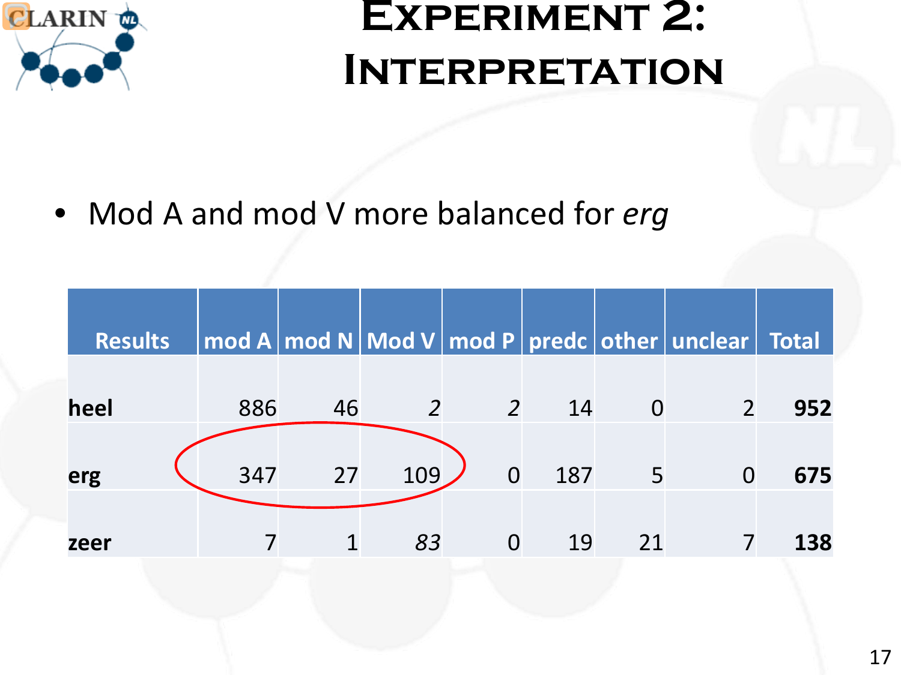# Experiment 2: Interpretation

- Mod A and mod V more balanced for *erg*

| Results | mod A | mod N | Mod V | mod P | predc | other | unclear | Total |
|---|---|---|---|---|---|---|---|---|
| **heel** | 886 | 46 | *2* | *2* | 14 | 0 | 2 | **952** |
| **erg** | 347 | 27 | 109 | 0 | 187 | 5 | 0 | **675** |
| **zeer** | 7 | 1 | *83* | 0 | 19 | 21 | 7 | **138** |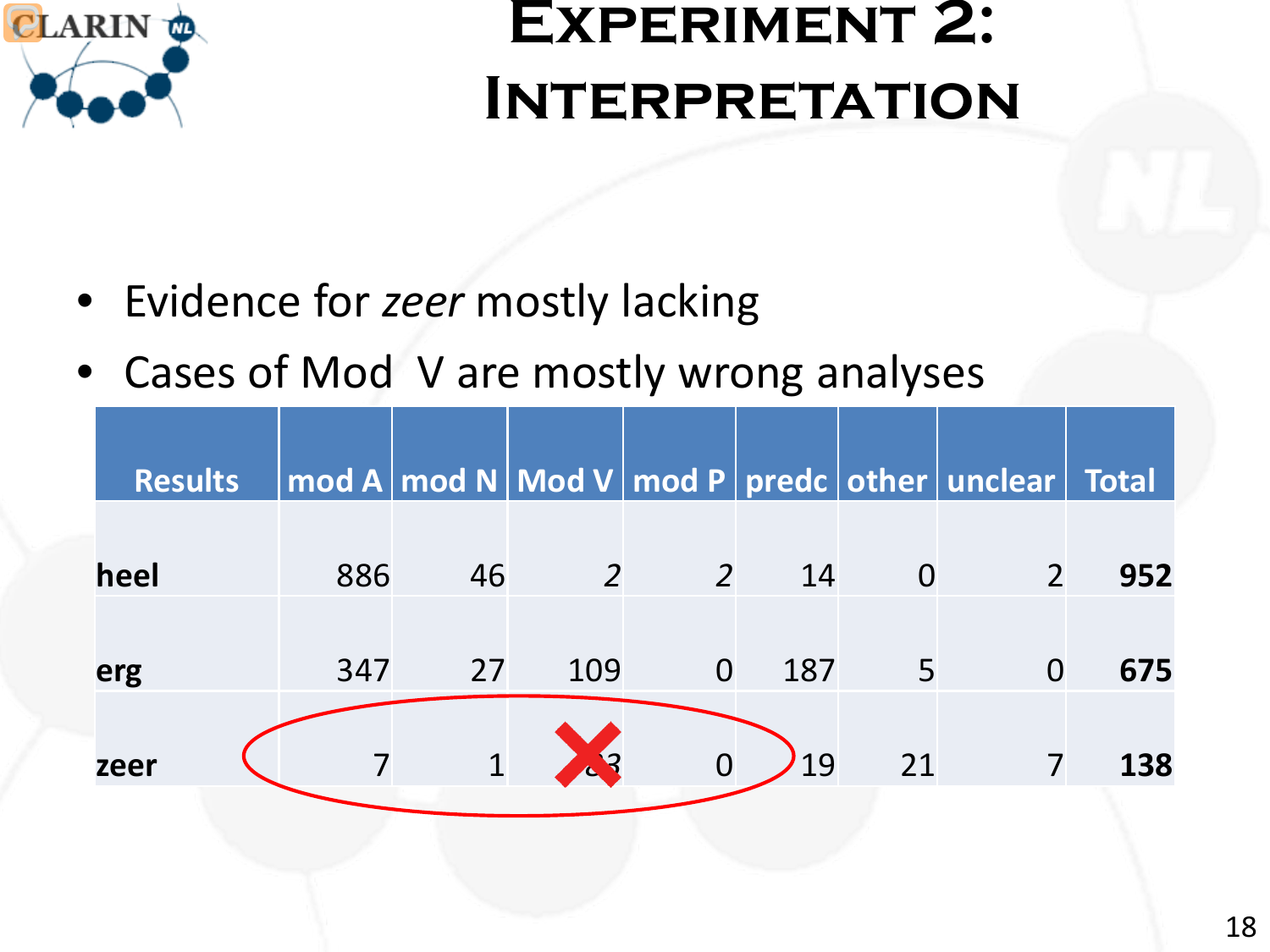# Experiment 2: Interpretation

- Evidence for *zeer* mostly lacking
- Cases of Mod V are mostly wrong analyses

| Results | mod A | mod N | Mod V | mod P | predc | other | unclear | Total |
|---|---|---|---|---|---|---|---|---|
| **heel** | 886 | 46 | *2* | *2* | 14 | 0 | 2 | **952** |
| **erg** | 347 | 27 | 109 | 0 | 187 | 5 | 0 | **675** |
| **zeer** | 7 | 1 | ~~83~~ | 0 | 19 | 21 | 7 | **138** |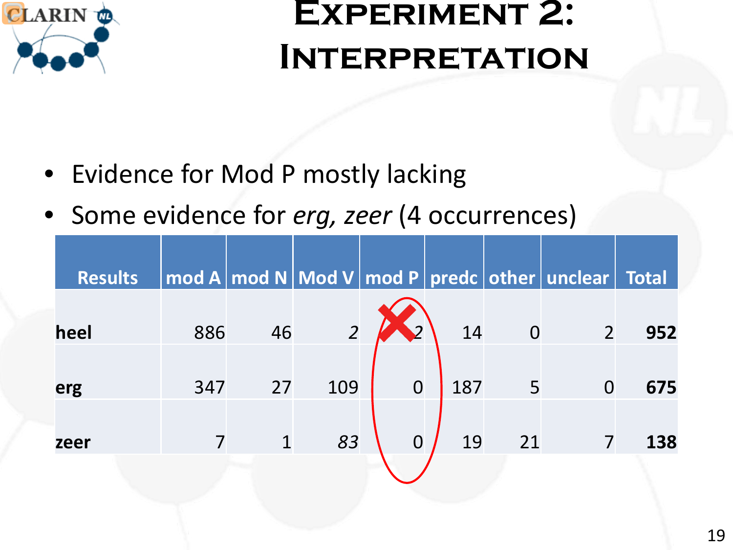# Experiment 2: Interpretation

- Evidence for Mod P mostly lacking
- Some evidence for *erg, zeer* (4 occurrences)

| Results | mod A | mod N | Mod V | mod P | predc | other | unclear | Total |
|---|---|---|---|---|---|---|---|---|
| **heel** | 886 | 46 | *2* | *2* | 14 | 0 | 2 | **952** |
| **erg** | 347 | 27 | 109 | 0 | 187 | 5 | 0 | **675** |
| **zeer** | 7 | 1 | *83* | 0 | 19 | 21 | 7 | **138** |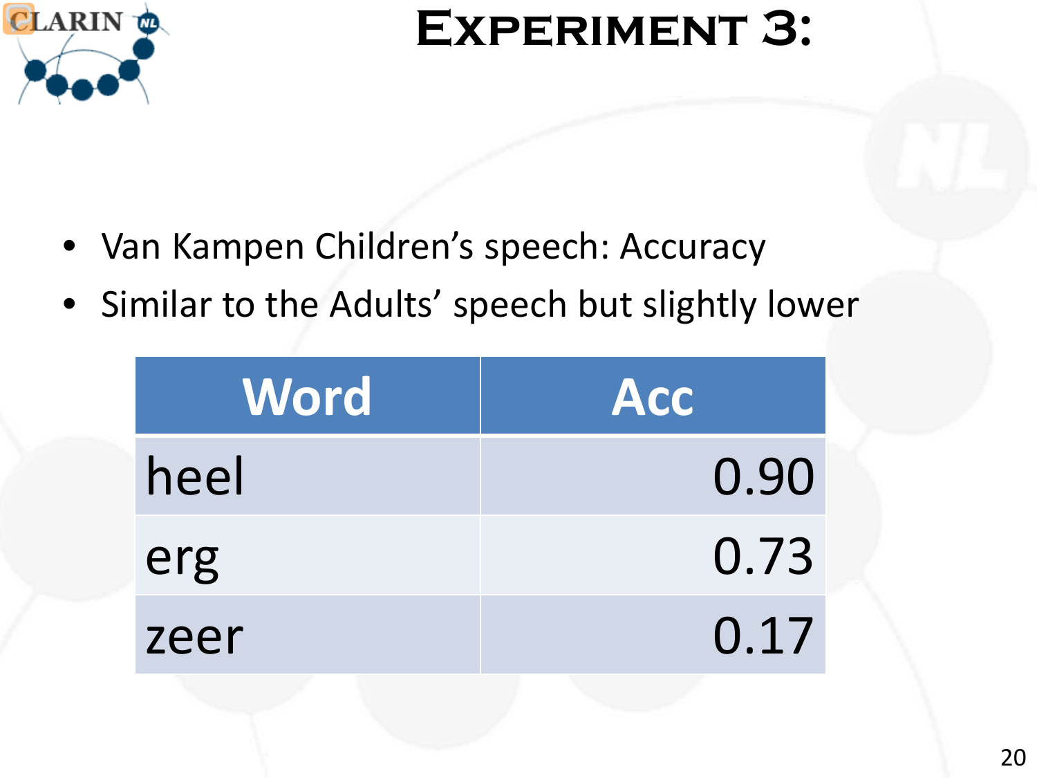# Experiment 3:

- Van Kampen Children's speech: Accuracy
- Similar to the Adults' speech but slightly lower

| Word | Acc |
|---|---:|
| heel | 0.90 |
| erg | 0.73 |
| zeer | 0.17 |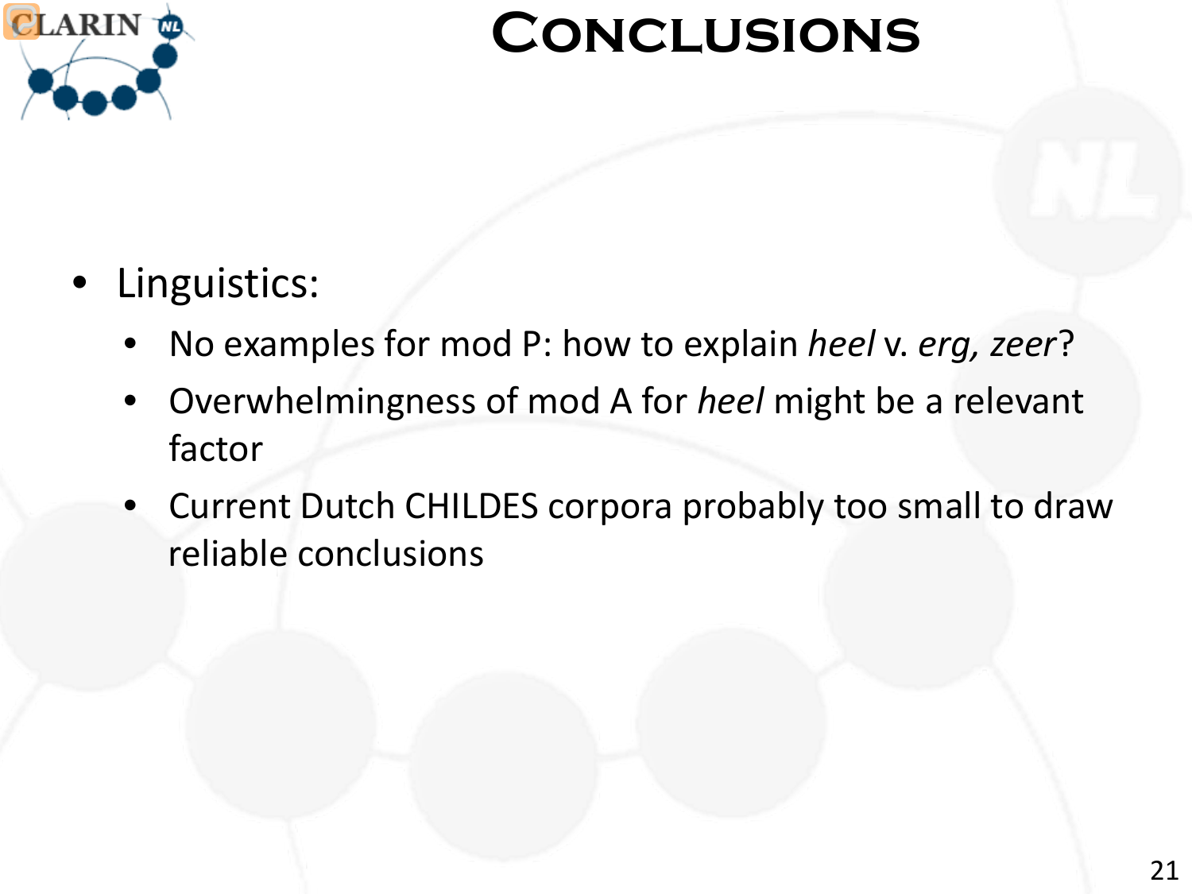# Conclusions

- Linguistics:
  - No examples for mod P: how to explain *heel* v. *erg, zeer*?
  - Overwhelmingness of mod A for *heel* might be a relevant factor
  - Current Dutch CHILDES corpora probably too small to draw reliable conclusions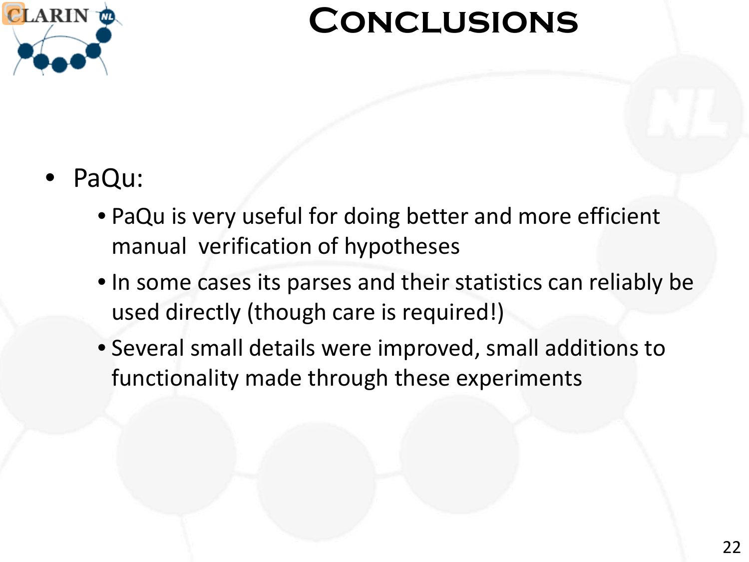# Conclusions

- PaQu:
  - PaQu is very useful for doing better and more efficient manual verification of hypotheses
  - In some cases its parses and their statistics can reliably be used directly (though care is required!)
  - Several small details were improved, small additions to functionality made through these experiments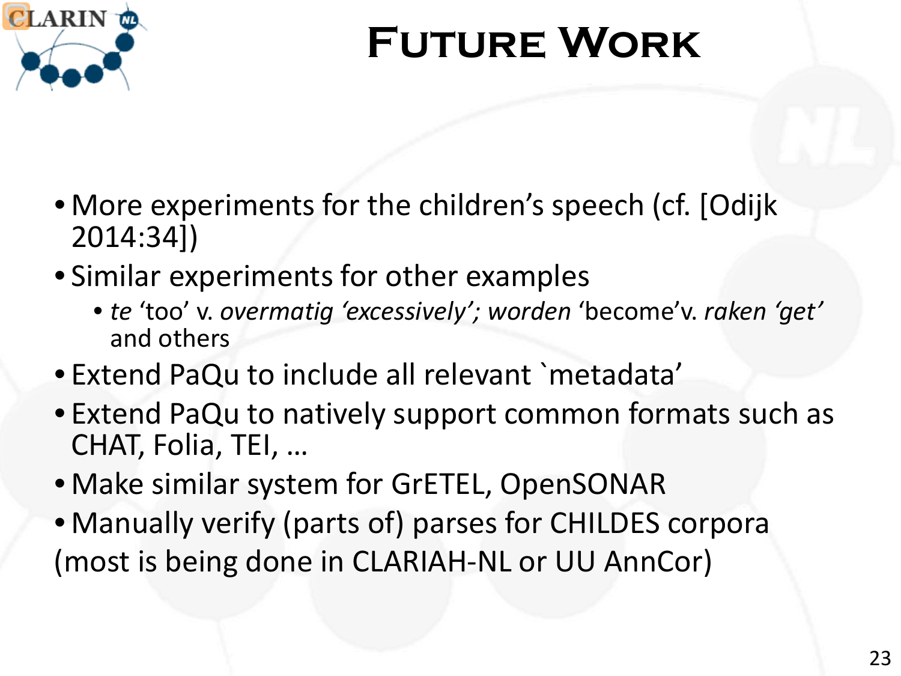# Future Work

- More experiments for the children's speech (cf. [Odijk 2014:34])
- Similar experiments for other examples
  - *te* 'too' v. *overmatig 'excessively'; worden* 'become'v. *raken 'get'* and others
- Extend PaQu to include all relevant `metadata'
- Extend PaQu to natively support common formats such as CHAT, Folia, TEI, …
- Make similar system for GrETEL, OpenSONAR
- Manually verify (parts of) parses for CHILDES corpora

(most is being done in CLARIAH-NL or UU AnnCor)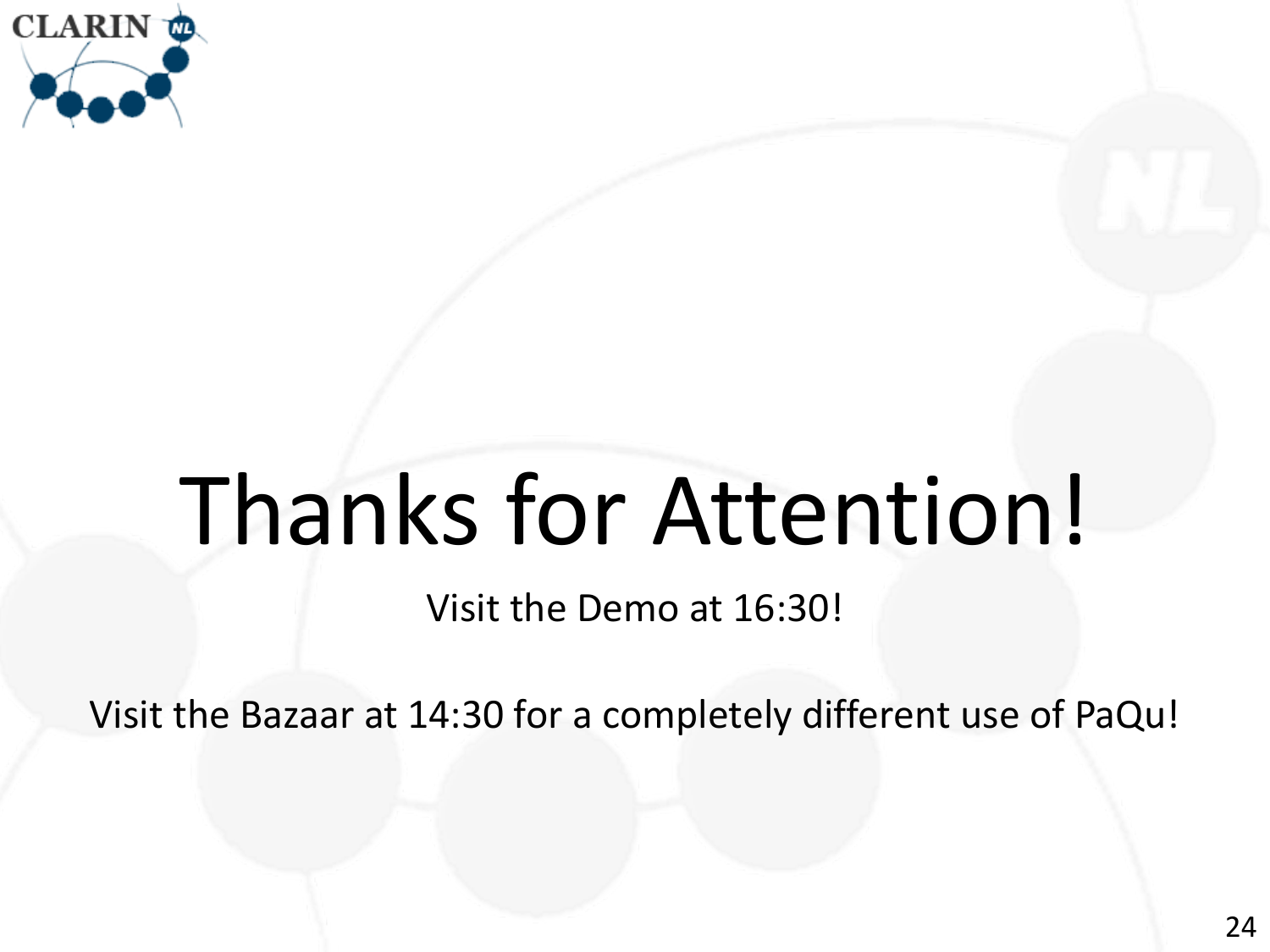# Thanks for Attention!

Visit the Demo at 16:30!

Visit the Bazaar at 14:30 for a completely different use of PaQu!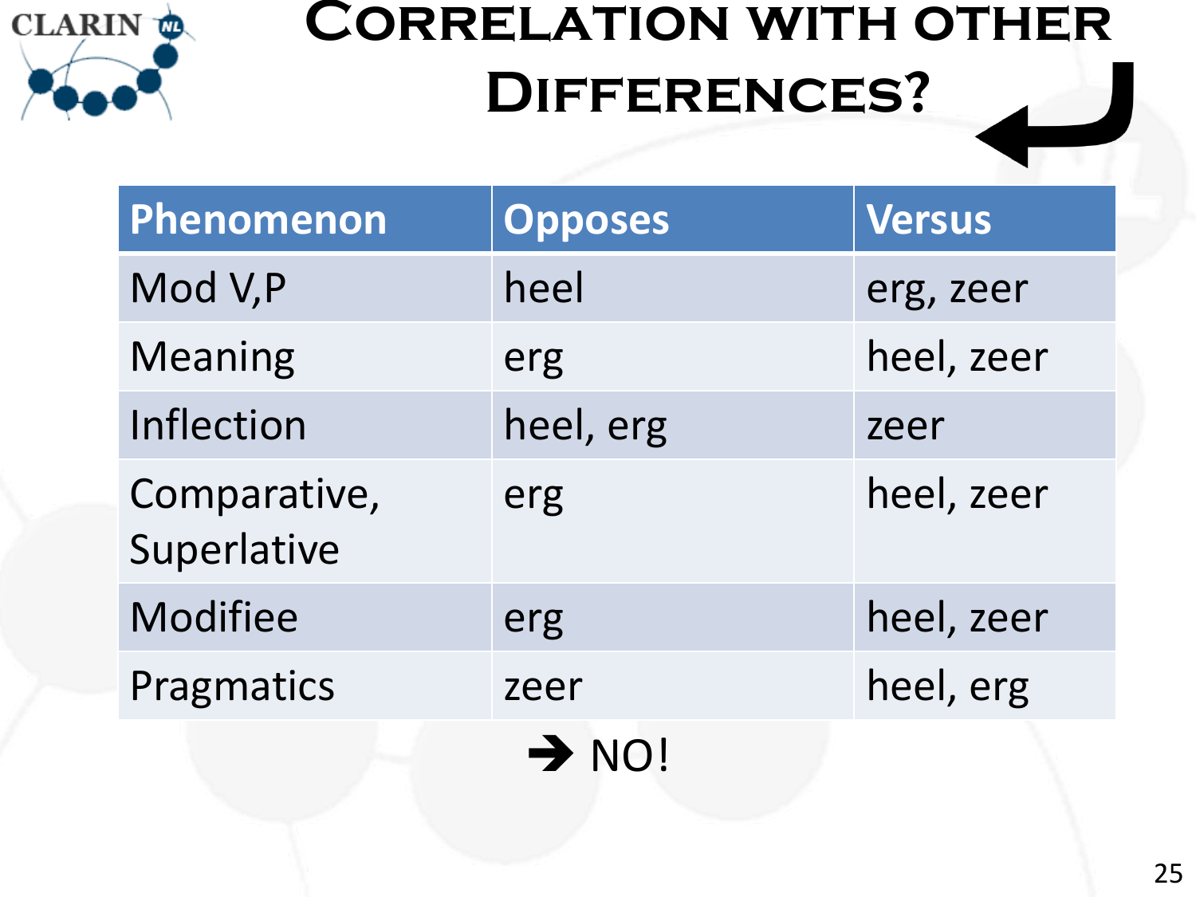# Correlation with other Differences?

| Phenomenon | Opposes | Versus |
|---|---|---|
| Mod V,P | heel | erg, zeer |
| Meaning | erg | heel, zeer |
| Inflection | heel, erg | zeer |
| Comparative, Superlative | erg | heel, zeer |
| Modifiee | erg | heel, zeer |
| Pragmatics | zeer | heel, erg |

➔ NO!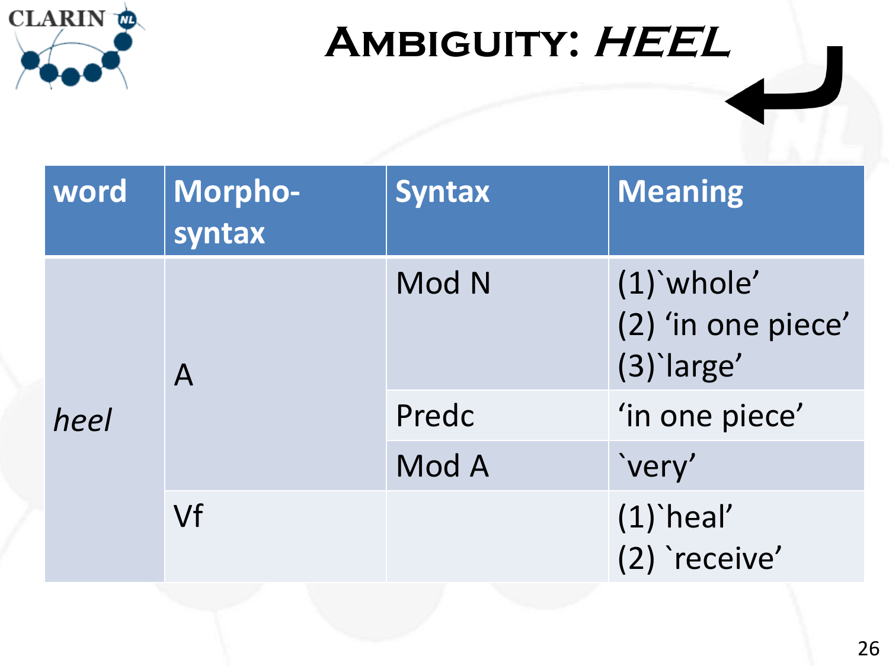# Ambiguity: *HEEL*

| word | Morpho-syntax | Syntax | Meaning |
|---|---|---|---|
| *heel* | A | Mod N | (1)`whole'<br>(2) 'in one piece'<br>(3)`large' |
| | | Predc | 'in one piece' |
| | | Mod A | `very' |
| | Vf | | (1)`heal'<br>(2) `receive' |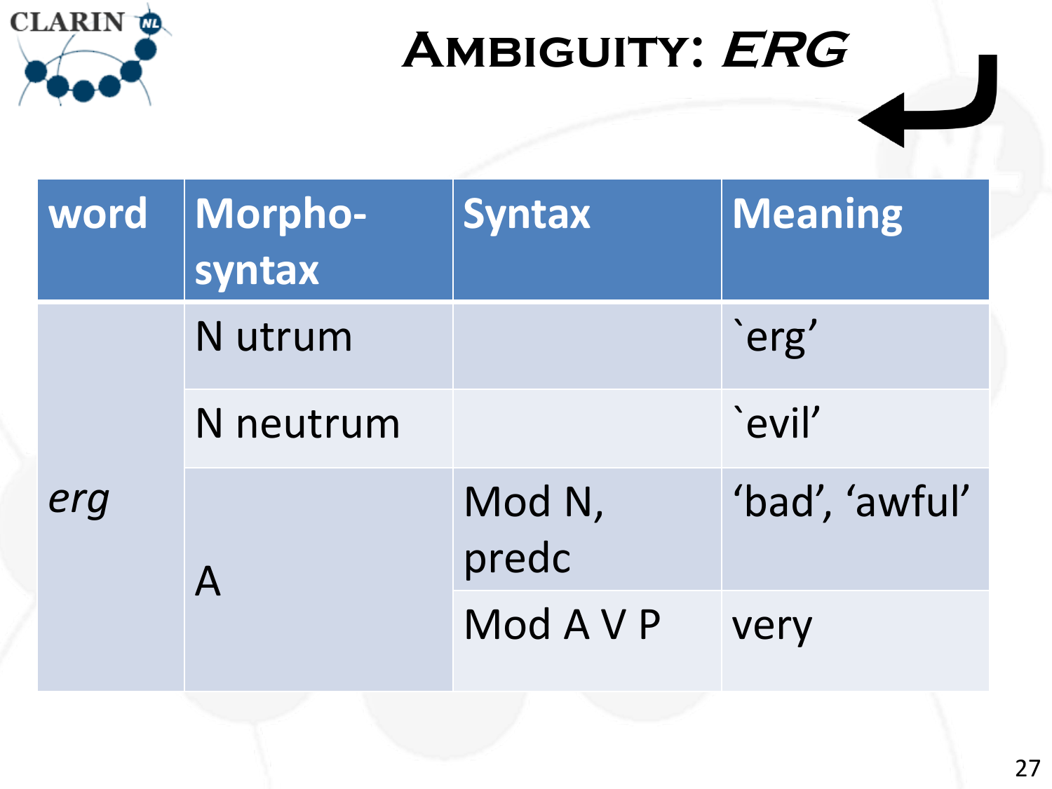# Ambiguity: *ERG*

| word | Morpho-syntax | Syntax | Meaning |
| --- | --- | --- | --- |
| *erg* | N utrum | | \`erg' |
| | N neutrum | | \`evil' |
| | A | Mod N, predc | 'bad', 'awful' |
| | | Mod A V P | very |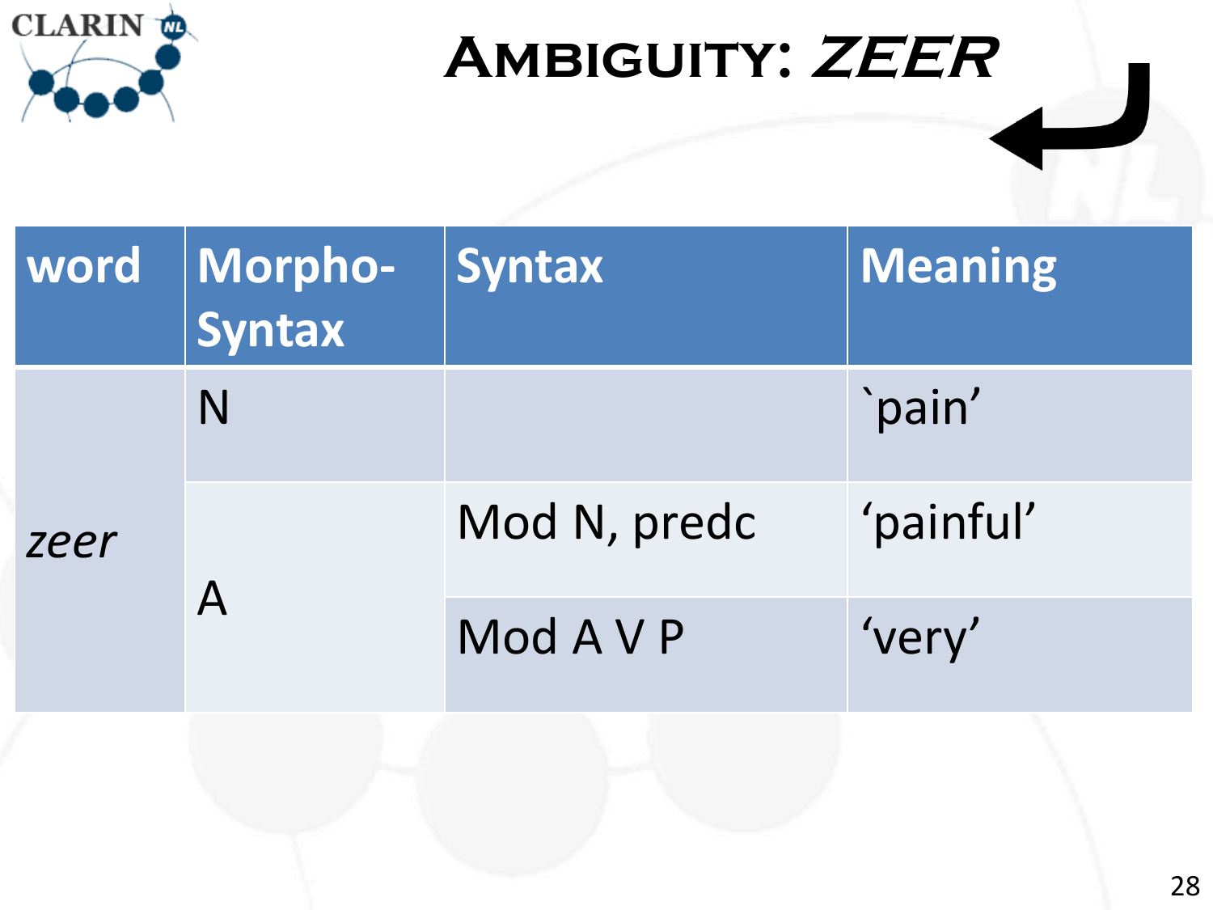# AMBIGUITY: *ZEER*

| word | Morpho-Syntax | Syntax | Meaning |
|---|---|---|---|
| *zeer* | N | | `pain’ |
| | A | Mod N, predc | ‘painful’ |
| | | Mod A V P | ‘very’ |